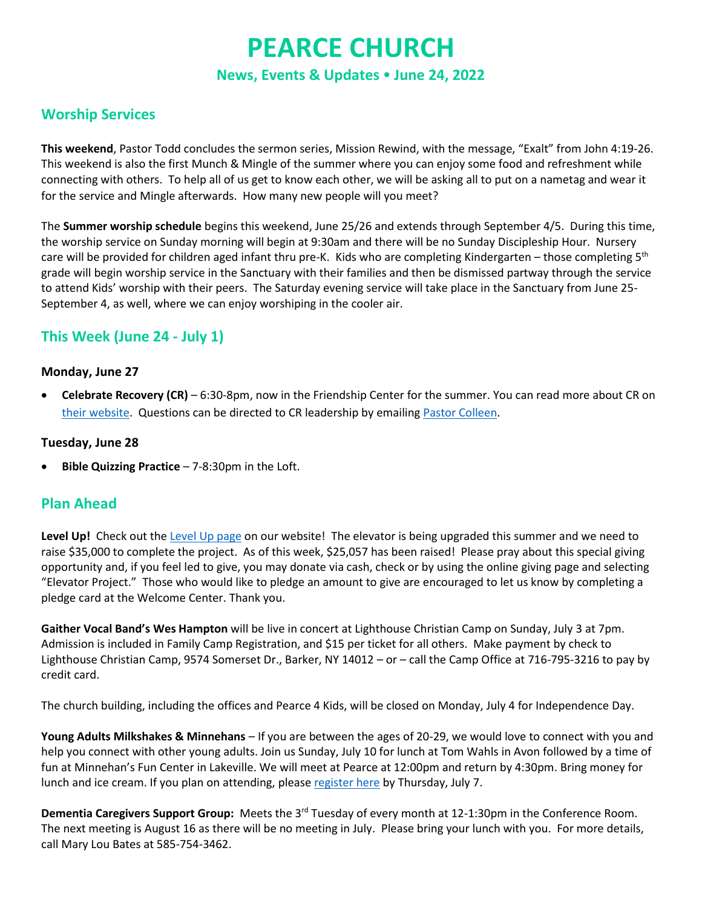# PEARCE CHURCH

### News, Events & Updates • June 24, 2022

## Worship Services

**This weekend**, Pastor Todd concludes the sermon series, Mission Rewind, with the message, "Exalt" from John 4:19-26. This weekend is also the first Munch & Mingle of the summer where you can enjoy some food and refreshment while connecting with others. To help all of us get to know each other, we will be asking all to put on a nametag and wear it for the service and Mingle afterwards. How many new people will you meet?

The **Summer worship schedule** begins this weekend, June 25/26 and extends through September 4/5. During this time, the worship service on Sunday morning will begin at 9:30am and there will be no Sunday Discipleship Hour. Nursery care will be provided for children aged infant thru pre-K. Kids who are completing Kindergarten – those completing 5th grade will begin worship service in the Sanctuary with their families and then be dismissed partway through the service to attend Kids' worship with their peers. The Saturday evening service will take place in the Sanctuary from June 25-September 4, as well, where we can enjoy worshiping in the cooler air.

## This Week (June 24 - July 1)

### Monday, June 27

- **Celebrate Recovery (CR)** – 6:30-8pm, now in the Friendship Center for the summer. You can read more about CR on their website. Questions can be directed to CR leadership by emailing Pastor Colleen.

### Tuesday, June 28

- **Bible Quizzing Practice** – 7-8:30pm in the Loft.

## Plan Ahead

**Level Up!** Check out the Level Up page on our website! The elevator is being upgraded this summer and we need to raise $35,000 to complete the project. As of this week, $25,057 has been raised! Please pray about this special giving opportunity and, if you feel led to give, you may donate via cash, check or by using the online giving page and selecting "Elevator Project." Those who would like to pledge an amount to give are encouraged to let us know by completing a pledge card at the Welcome Center. Thank you.

**Gaither Vocal Band's Wes Hampton** will be live in concert at Lighthouse Christian Camp on Sunday, July 3 at 7pm. Admission is included in Family Camp Registration, and $15 per ticket for all others. Make payment by check to Lighthouse Christian Camp, 9574 Somerset Dr., Barker, NY 14012 – or – call the Camp Office at 716-795-3216 to pay by credit card.

The church building, including the offices and Pearce 4 Kids, will be closed on Monday, July 4 for Independence Day.

**Young Adults Milkshakes & Minnehans** – If you are between the ages of 20-29, we would love to connect with you and help you connect with other young adults. Join us Sunday, July 10 for lunch at Tom Wahls in Avon followed by a time of fun at Minnehan's Fun Center in Lakeville. We will meet at Pearce at 12:00pm and return by 4:30pm. Bring money for lunch and ice cream. If you plan on attending, please register here by Thursday, July 7.

**Dementia Caregivers Support Group:** Meets the 3rd Tuesday of every month at 12-1:30pm in the Conference Room. The next meeting is August 16 as there will be no meeting in July. Please bring your lunch with you. For more details, call Mary Lou Bates at 585-754-3462.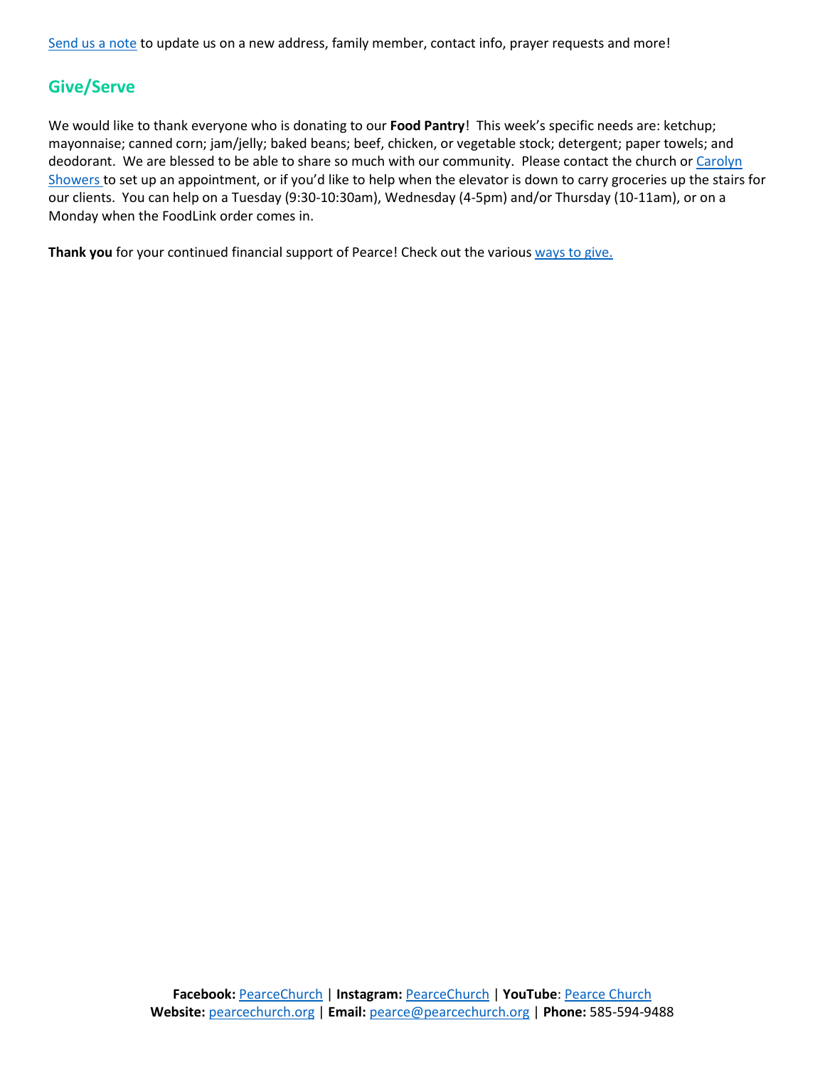Send us a note to update us on a new address, family member, contact info, prayer requests and more!

## Give/Serve

We would like to thank everyone who is donating to our **Food Pantry**! This week's specific needs are: ketchup; mayonnaise; canned corn; jam/jelly; baked beans; beef, chicken, or vegetable stock; detergent; paper towels; and deodorant. We are blessed to be able to share so much with our community. Please contact the church or Carolyn Showers to set up an appointment, or if you'd like to help when the elevator is down to carry groceries up the stairs for our clients. You can help on a Tuesday (9:30-10:30am), Wednesday (4-5pm) and/or Thursday (10-11am), or on a Monday when the FoodLink order comes in.

**Thank you** for your continued financial support of Pearce! Check out the various ways to give.

**Facebook:** PearceChurch | **Instagram:** PearceChurch | **YouTube**: Pearce Church
**Website:** pearcechurch.org | **Email:** pearce@pearcechurch.org | **Phone:** 585-594-9488